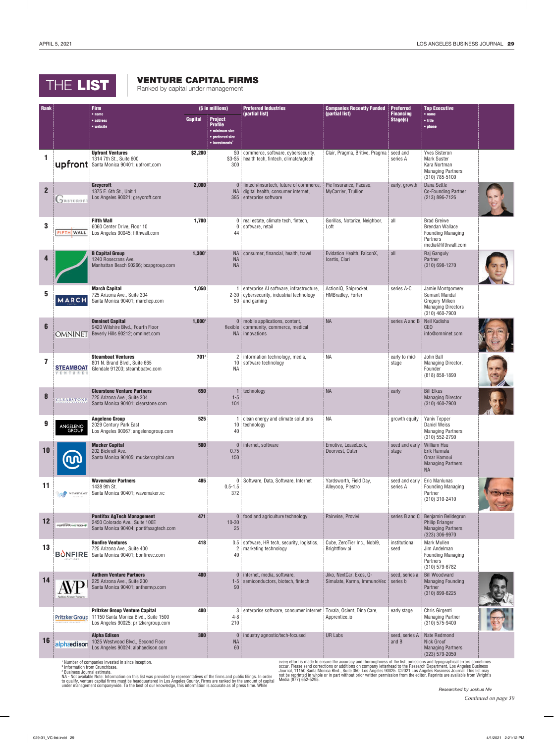# THE LIST

## VENTURE CAPITAL FIRMS

Ranked by capital under management

| Rank | Firm • name • address • website | Capital ($ in millions) | Project Profile • minimum size • preferred size • investments[1] | Preferred Industries (partial list) | Companies Recently Funded (partial list) | Preferred Financing Stage(s) | Top Executive • name • title • phone |
|---|---|---|---|---|---|---|---|
| 1 | **Upfront Ventures** 1314 7th St., Suite 600 Santa Monica 90401; upfront.com | $2,200 | $0 $3-$5 300 | commerce, software, cybersecurity, health tech, fintech, climate/agtech | Clair, Pragma, Britive, Pragma | seed and series A | Yves Sisteron Mark Suster Kara Nortman Managing Partners (310) 785-5100 |
| 2 | **Greycroft** 1375 E. 6th St., Unit 1 Los Angeles 90021; greycroft.com | 2,000 | 0 NA 395 | fintech/insurtech, future of commerce, digital health, consumer internet, enterprise software | Pie Insurance, Pacaso, MyCarrier, Trullion | early, growth | Dana Settle Co-Founding Partner (213) 896-7126 |
| 3 | **Fifth Wall** 6060 Center Drive, Floor 10 Los Angeles 90045; fifthwall.com | 1,700 | 0 0 44 | real estate, climate tech, fintech, software, retail | Gorillas, Notarize, Neighbor, Loft | all | Brad Greiwe Brendan Wallace Founding Managing Partners media@fifthwall.com |
| 4 | **B Capital Group** 1240 Rosecrans Ave. Manhattan Beach 90266; bcapgroup.com | 1,300[3] | NA NA NA | consumer, financial, health, travel | Evidation Health, FalconX, Icertis, Clari | all | Raj Ganguly Partner (310) 698-1270 |
| 5 | **March Capital** 725 Arizona Ave., Suite 304 Santa Monica 90401; marchcp.com | 1,050 | 1 2-30 50 | enterprise AI software, infrastructure, cybersecurity, industrial technology and gaming | ActionIQ, Shiprocket, HMBradley, Forter | series A-C | Jamie Montgomery Sumant Mandal Gregory Milken Managing Directors (310) 460-7900 |
| 6 | **Omninet Capital** 9420 Wilshire Blvd., Fourth Floor Beverly Hills 90212; omninet.com | 1,000[3] | 0 flexible NA | mobile applications, content, community, commerce, medical innovations | NA | series A and B | Neil Kadisha CEO info@omninet.com |
| 7 | **Steamboat Ventures** 801 N. Brand Blvd., Suite 665 Glendale 91203; steamboatvc.com | 701[3] | 2 10 NA | information technology, media, software technology | NA | early to mid-stage | John Ball Managing Director, Founder (818) 858-1890 |
| 8 | **Clearstone Venture Partners** 725 Arizona Ave., Suite 304 Santa Monica 90401; clearstone.com | 650 | 1 1-5 104 | technology | NA | early | Bill Elkus Managing Director (310) 460-7900 |
| 9 | **Angeleno Group** 2029 Century Park East Los Angeles 90067; angelenogroup.com | 525 | 1 10 40 | clean energy and climate solutions technology | NA | growth equity | Yaniv Tepper Daniel Weiss Managing Partners (310) 552-2790 |
| 10 | **Mucker Capital** 202 Bicknell Ave. Santa Monica 90405; muckercapital.com | 500 | 0 0.75 150 | internet, software | Emotive, LeaseLock, Doorvest, Outer | seed and early stage | William Hsu Erik Rannala Omar Hamoui Managing Partners NA |
| 11 | **Wavemaker Partners** 1438 9th St. Santa Monica 90401; wavemaker.vc | 485 | 0 0.5-1.5 372 | Software, Data, Software, Internet | Yardsworth, Field Day, Alleyoop, Piestro | seed and early series A | Eric Manlunas Founding Managing Partner (310) 310-2410 |
| 12 | **Pontifax AgTech Management** 2450 Colorado Ave., Suite 100E Santa Monica 90404; pontifaxagtech.com | 471 | 0 10-30 25 | food and agriculture technology | Pairwise, Provivi | series B and C | Benjamin Belldegrun Philip Erlanger Managing Partners (323) 306-9970 |
| 13 | **Bonfire Ventures** 725 Arizona Ave., Suite 400 Santa Monica 90401; bonfirevc.com | 418 | 0.5 2 49 | software, HR tech, security, logistics, marketing technology | Cube, ZeroTier Inc., Nobl9, Brightflow.ai | institutional seed | Mark Mullen Jim Andelman Founding Managing Partners (310) 579-6782 |
| 14 | **Anthem Venture Partners** 225 Arizona Ave., Suite 200 Santa Monica 90401; anthemvp.com | 400 | 0 1-5 90 | internet, media, software, semiconductors, biotech, fintech | Jiko, NextCar, Exos, Q-Simulate, Karma, ImmunoVec | seed, series a, series b | Bill Woodward Managing Founding Partner (310) 899-6225 |
| | **Pritzker Group Venture Capital** 11150 Santa Monica Blvd., Suite 1500 Los Angeles 90025; pritzkergroup.com | 400 | 3 4-8 210 | enterprise software, consumer internet | Tovala, Ocient, Dina Care, Apprentice.io | early stage | Chris Girgenti Managing Partner (310) 575-9400 |
| 16 | **Alpha Edison** 1025 Westwood Blvd., Second Floor Los Angeles 90024; alphaedison.com | 300 | 0 NA 60 | industry agnostic/tech-focused | UR Labs | seed, series A and B | Nate Redmond Nick Grouf Managing Partners (323) 579-2050 |

[1] Number of companies invested in since inception.
[2] Information from Crunchbase.
[3] Business Journal estimate.
NA - Not available Note: Information on this list was provided by representatives of the firms and public filings. In order to qualify, venture capital firms must be headquartered in Los Angeles County. Firms are ranked by the amount of capital under management companywide. To the best of our knowledge, this information is accurate as of press time. While every effort is made to ensure the accuracy and thoroughness of the list, omissions and typographical errors sometimes occur. Please send corrections or additions on company letterhead to the Research Department, Los Angeles Business Journal, 11150 Santa Monica Blvd., Suite 350, Los Angeles 90025. ©2021 Los Angeles Business Journal. This list may not be reprinted in whole or in part without prior written permission from the editor. Reprints are available from Wright's Media (877) 652-5295.

*Researched by Joshua Niv*

*Continued on page 30*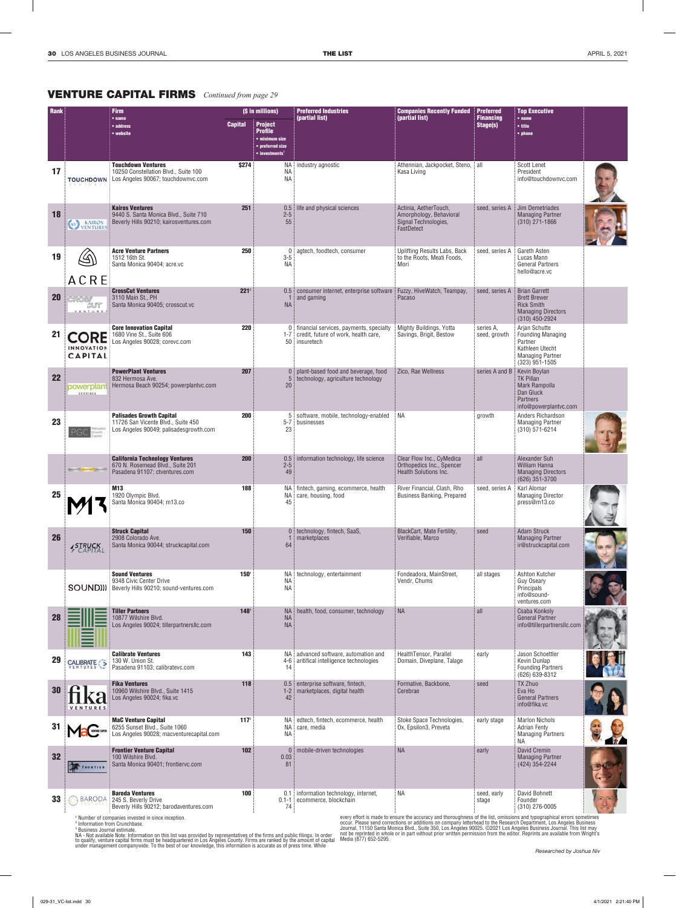# VENTURE CAPITAL FIRMS *Continued from page 29*

| Rank | Firm • name • address • website | Capital ($ in millions) | Project Profile • minimum size • preferred size • investments[1] | Preferred Industries (partial list) | Companies Recently Funded (partial list) | Preferred Financing Stage(s) | Top Executive • name • title • phone |
|---|---|---|---|---|---|---|---|
| 17 | **Touchdown Ventures** 10250 Constellation Blvd., Suite 100 Los Angeles 90067; touchdownvc.com | $274 | NA NA NA | industry agnostic | Athennian, Jackpocket, Steno, Kasa Living | all | Scott Lenet President info@touchdownvc.com |
| 18 | **Kairos Ventures** 9440 S. Santa Monica Blvd., Suite 710 Beverly Hills 90210; kairosventures.com | 251 | 0.5 2-5 55 | life and physical sciences | Actinia, AetherTouch, Amorphology, Behavioral Signal Technologies, FastDetect | seed, series A | Jim Demetriades Managing Partner (310) 271-1866 |
| 19 | **Acre Venture Partners** 1512 16th St. Santa Monica 90404; acre.vc | 250 | 0 3-5 NA | agtech, foodtech, consumer | Uplifting Results Labs, Back to the Roots, Meati Foods, Mori | seed, series A | Gareth Asten Lucas Mann General Partners hello@acre.vc |
| 20 | **CrossCut Ventures** 3110 Main St., PH Santa Monica 90405; crosscut.vc | 221[2] | 0.5 1 NA | consumer internet, enterprise software and gaming | Fuzzy, HiveWatch, Teampay, Pacaso | seed, series A | Brian Garrett Brett Brewer Rick Smith Managing Directors (310) 450-2924 |
| 21 | **Core Innovation Capital** 1680 Vine St., Suite 606 Los Angeles 90028; corevc.com | 220 | 0 1-7 50 | financial services, payments, specialty credit, future of work, health care, insuretech | Mighty Buildings, Yotta Savings, Brigit, Bestow | series A, seed, growth | Arjan Schutte Founding Managing Partner Kathleen Utecht Managing Partner (323) 951-1505 |
| 22 | **PowerPlant Ventures** 832 Hermosa Ave. Hermosa Beach 90254; powerplantvc.com | 207 | 0 5 20 | plant-based food and beverage, food technology, agriculture technology | Zico, Rae Wellness | series A and B | Kevin Boylan TK Pillan Mark Rampolla Dan Gluck Partners info@powerplantvc.com |
| 23 | **Palisades Growth Capital** 11726 San Vicente Blvd., Suite 450 Los Angeles 90049; palisadesgrowth.com | 200 | 5 5-7 23 | software, mobile, technology-enabled businesses | NA | growth | Anders Richardson Managing Partner (310) 571-6214 |
| | **California Technology Ventures** 670 N. Rosemead Blvd., Suite 201 Pasadena 91107; ctventures.com | 200 | 0.5 2-5 49 | information technology, life science | Clear Flow Inc., CyMedica Orthopedics Inc., Spencer Health Solutions Inc. | all | Alexander Suh William Hanna Managing Directors (626) 351-3700 |
| 25 | **M13** 1920 Olympic Blvd. Santa Monica 90404; m13.co | 188 | NA NA 45 | fintech, gaming, ecommerce, health care, housing, food | River Financial, Clash, Rho Business Banking, Prepared | seed, series A | Karl Alomar Managing Director press@m13.co |
| 26 | **Struck Capital** 2908 Colorado Ave. Santa Monica 90044; struckcapital.com | 150 | 0 1 64 | technology, fintech, SaaS, marketplaces | BlackCart, Mate Fertility, Verifiable, Marco | seed | Adam Struck Managing Partner ir@struckcapital.com |
| | **Sound Ventures** 9348 Civic Center Drive Beverly Hills 90210; sound-ventures.com | 150[3] | NA NA NA | technology, entertainment | Fondeadora, MainStreet, Vendr, Chums | all stages | Ashton Kutcher Guy Oseary Principals info@sound-ventures.com |
| 28 | **Tiller Partners** 10877 Wilshire Blvd. Los Angeles 90024; tillerpartnersllc.com | 148[3] | NA NA NA | health, food, consumer, technology | NA | all | Csaba Konkoly General Partner info@tillerpartnersllc.com |
| 29 | **Calibrate Ventures** 130 W. Union St. Pasadena 91103; calibratevc.com | 143 | NA 4-6 14 | advanced software, automation and aritifical intelligence technologies | HealthTensor, Parallel Domain, Diveplane, Talage | early | Jason Schoettler Kevin Dunlap Founding Partners (626) 639-8312 |
| 30 | **Fika Ventures** 10960 Wilshire Blvd., Suite 1415 Los Angeles 90024; fika.vc | 118 | 0.5 1-2 42 | enterprise software, fintech, marketplaces, digital health | Formative, Backbone, Cerebrae | seed | TX Zhuo Eva Ho General Partners info@fika.vc |
| 31 | **MaC Venture Capital** 6255 Sunset Blvd., Suite 1060 Los Angeles 90028; macventurecapital.com | 117[2] | NA NA NA | edtech, fintech, ecommerce, health care, media | Stoke Space Technologies, Ox, Epsilon3, Preveta | early stage | Marlon Nichols Adrian Fenty Managing Partners NA |
| 32 | **Frontier Venture Capital** 100 Wilshire Blvd. Santa Monica 90401; frontiervc.com | 102 | 0 0.03 81 | mobile-driven technologies | NA | early | David Cremin Managing Partner (424) 354-2244 |
| 33 | **Baroda Ventures** 245 S. Beverly Drive Beverly Hills 90212; barodaventures.com | 100 | 0.1 0.1-1 74 | information technology, internet, ecommerce, blockchain | NA | seed, early stage | David Bohnett Founder (310) 276-0005 |

[1] Number of companies invested in since inception.
[2] Information from Crunchbase.
[3] Business Journal estimate.
NA - Not available Note: Information on this list was provided by representatives of the firms and public filings. In order to qualify, venture capital firms must be headquartered in Los Angeles County. Firms are ranked by the amount of capital under management companywide. To the best of our knowledge, this information is accurate as of press time. While every effort is made to ensure the accuracy and thoroughness of the list, omissions and typographical errors sometimes occur. Please send corrections or additions on company letterhead to the Research Department, Los Angeles Business Journal, 11150 Santa Monica Blvd., Suite 350, Los Angeles 90025. ©2021 Los Angeles Business Journal. This list may not be reprinted in whole or in part without prior written permission from the editor. Reprints are available from Wright's Media (877) 652-5295.

*Researched by Joshua Niv*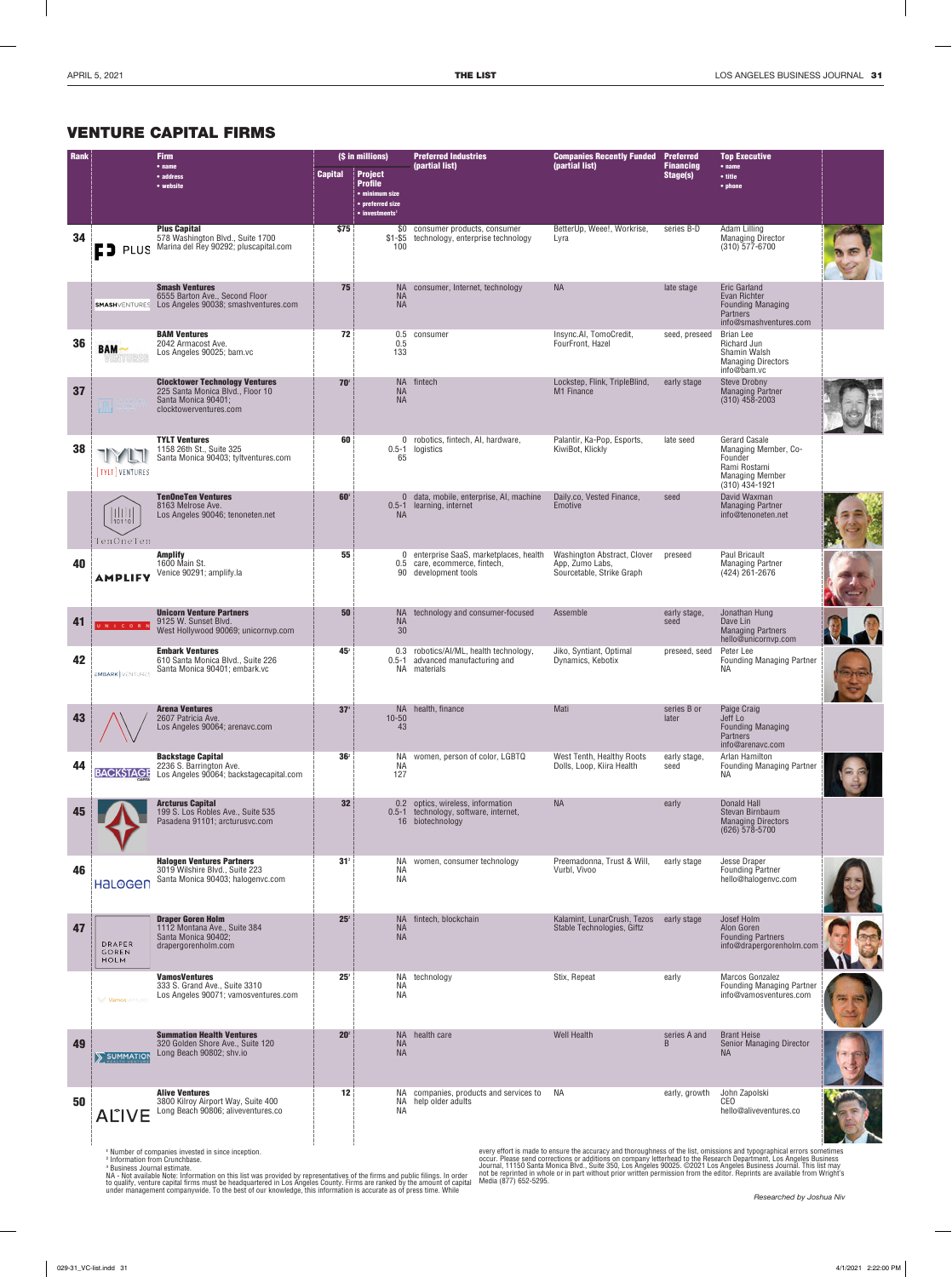# VENTURE CAPITAL FIRMS

| Rank | Firm • name • address • website | ($ in millions) Capital | Project Profile • minimum size • preferred size • investments[1] | Preferred Industries (partial list) | Companies Recently Funded (partial list) | Preferred Financing Stage(s) | Top Executive • name • title • phone |
|---|---|---|---|---|---|---|---|
| 34 | **Plus Capital** 578 Washington Blvd., Suite 1700 Marina del Rey 90292; pluscapital.com | $75 | $0 $1-$5 100 | consumer products, consumer technology, enterprise technology | BetterUp, Weee!, Workrise, Lyra | series B-D | Adam Lilling Managing Director (310) 577-6700 |
| | **Smash Ventures** 6555 Barton Ave., Second Floor Los Angeles 90038; smashventures.com | 75 | NA NA NA | consumer, Internet, technology | NA | late stage | Eric Garland Evan Richter Founding Managing Partners info@smashventures.com |
| 36 | **BAM Ventures** 2042 Armacost Ave. Los Angeles 90025; bam.vc | 72 | 0.5 0.5 133 | consumer | Insync.AI, TomoCredit, FourFront, Hazel | seed, preseed | Brian Lee Richard Jun Shamin Walsh Managing Directors info@bam.vc |
| 37 | **Clocktower Technology Ventures** 225 Santa Monica Blvd., Floor 10 Santa Monica 90401; clocktowerventures.com | 70[2] | NA NA NA | fintech | Lockstep, Flink, TripleBlind, M1 Finance | early stage | Steve Drobny Managing Partner (310) 458-2003 |
| 38 | **TYLT Ventures** 1158 26th St., Suite 325 Santa Monica 90403; tyltventures.com | 60 | 0 0.5-1 65 | robotics, fintech, AI, hardware, logistics | Palantir, Ka-Pop, Esports, KiwiBot, Klickly | late seed | Gerard Casale Managing Member, Co-Founder Rami Rostami Managing Member (310) 434-1921 |
| | **TenOneTen Ventures** 8163 Melrose Ave. Los Angeles 90046; tenoneten.net | 60[2] | 0 0.5-1 NA | data, mobile, enterprise, AI, machine learning, internet | Daily.co, Vested Finance, Emotive | seed | David Waxman Managing Partner info@tenoneten.net |
| 40 | **Amplify** 1600 Main St. Venice 90291; amplify.la | 55 | 0 0.5 90 | enterprise SaaS, marketplaces, health care, ecommerce, fintech, development tools | Washington Abstract, Clover App, Zumo Labs, Sourcetable, Strike Graph | preseed | Paul Bricault Managing Partner (424) 261-2676 |
| 41 | **Unicorn Venture Partners** 9125 W. Sunset Blvd. West Hollywood 90069; unicornvp.com | 50 | NA NA 30 | technology and consumer-focused | Assemble | early stage, seed | Jonathan Hung Dave Lin Managing Partners hello@unicornvp.com |
| 42 | **Embark Ventures** 610 Santa Monica Blvd., Suite 226 Santa Monica 90401; embark.vc | 45[2] | 0.3 0.5-1 NA | robotics/AI/ML, health technology, advanced manufacturing and materials | Jiko, Syntiant, Optimal Dynamics, Kebotix | preseed, seed | Peter Lee Founding Managing Partner NA |
| 43 | **Arena Ventures** 2607 Patricia Ave. Los Angeles 90064; arenavc.com | 37[3] | NA 10-50 43 | health, finance | Mati | series B or later | Paige Craig Jeff Lo Founding Managing Partners info@arenavc.com |
| 44 | **Backstage Capital** 2236 S. Barrington Ave. Los Angeles 90064; backstagecapital.com | 36[2] | NA NA 127 | women, person of color, LGBTQ | West Tenth, Healthy Roots Dolls, Loop, Kiira Health | early stage, seed | Arlan Hamilton Founding Managing Partner NA |
| 45 | **Arcturus Capital** 199 S. Los Robles Ave., Suite 535 Pasadena 91101; arcturusvc.com | 32 | 0.2 0.5-1 16 | optics, wireless, information technology, software, internet, biotechnology | NA | early | Donald Hall Stevan Birnbaum Managing Directors (626) 578-5700 |
| 46 | **Halogen Ventures Partners** 3019 Wilshire Blvd., Suite 223 Santa Monica 90403; halogenvc.com | 31[2] | NA NA NA | women, consumer technology | Preemadonna, Trust & Will, Vurbl, Vivoo | early stage | Jesse Draper Founding Partner hello@halogenvc.com |
| 47 | **Draper Goren Holm** 1112 Montana Ave., Suite 384 Santa Monica 90402; drapergorenholm.com | 25[2] | NA NA NA | fintech, blockchain | Kalamint, LunarCrush, Tezos Stable Technologies, Giftz | early stage | Josef Holm Alon Goren Founding Partners info@drapergorenholm.com |
| | **VamosVentures** 333 S. Grand Ave., Suite 3310 Los Angeles 90071; vamosventures.com | 25[2] | NA NA NA | technology | Stix, Repeat | early | Marcos Gonzalez Founding Managing Partner info@vamosventures.com |
| 49 | **Summation Health Ventures** 320 Golden Shore Ave., Suite 120 Long Beach 90802; shv.io | 20[2] | NA NA NA | health care | Well Health | series A and B | Brant Heise Senior Managing Director NA |
| 50 | **Alive Ventures** 3800 Kilroy Airport Way, Suite 400 Long Beach 90806; aliveventures.co | 12 | NA NA NA | companies, products and services to help older adults | NA | early, growth | John Zapolski CEO hello@aliveventures.co |

[1] Number of companies invested in since inception.
[2] Information from Crunchbase.
[3] Business Journal estimate.
NA - Not available Note: Information on this list was provided by representatives of the firms and public filings. In order to qualify, venture capital firms must be headquartered in Los Angeles County. Firms are ranked by the amount of capital under management companywide. To the best of our knowledge, this information is accurate as of press time. While every effort is made to ensure the accuracy and thoroughness of the list, omissions and typographical errors sometimes occur. Please send corrections or additions on company letterhead to the Research Department, Los Angeles Business Journal, 11150 Santa Monica Blvd., Suite 350, Los Angeles 90025. ©2021 Los Angeles Business Journal. This list may not be reprinted in whole or in part without prior written permission from the editor. Reprints are available from Wright's Media (877) 652-5295.

*Researched by Joshua Niv*